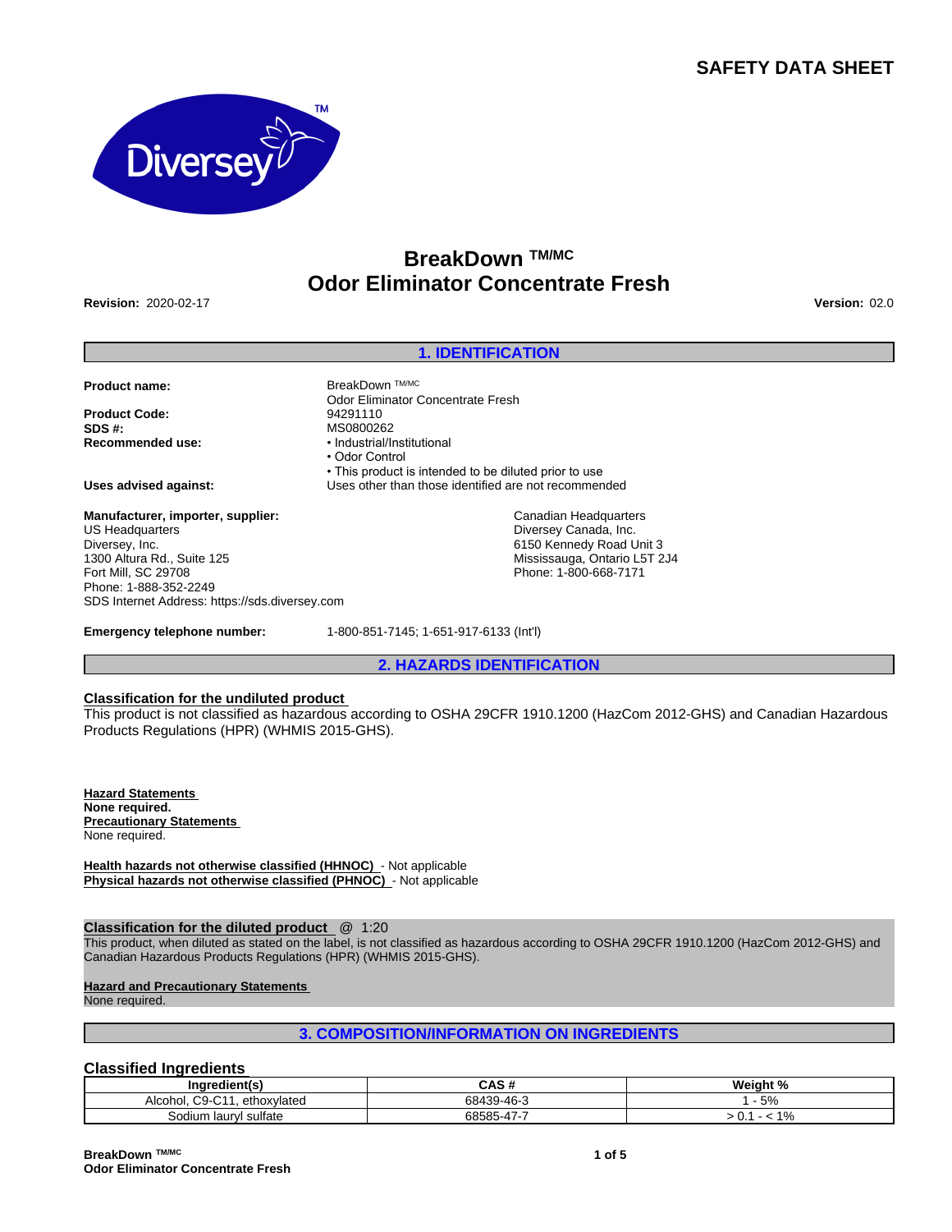# SAFETY DATA SHEET

## BreakDown TM/MC
## Odor Eliminator Concentrate Fresh

**Revision:** 2020-02-17 **Version:** 02.0

## 1. IDENTIFICATION

**Product name:** BreakDown TM/MC Odor Eliminator Concentrate Fresh

**Product Code:** 94291110

**SDS #:** MS0800262

**Recommended use:**
- Industrial/Institutional
- Odor Control
- This product is intended to be diluted prior to use

**Uses advised against:** Uses other than those identified are not recommended

**Manufacturer, importer, supplier:**

US Headquarters
Diversey, Inc.
1300 Altura Rd., Suite 125
Fort Mill, SC 29708
Phone: 1-888-352-2249
SDS Internet Address: https://sds.diversey.com

Canadian Headquarters
Diversey Canada, Inc.
6150 Kennedy Road Unit 3
Mississauga, Ontario L5T 2J4
Phone: 1-800-668-7171

**Emergency telephone number:** 1-800-851-7145; 1-651-917-6133 (Int'l)

## 2. HAZARDS IDENTIFICATION

**Classification for the undiluted product**

This product is not classified as hazardous according to OSHA 29CFR 1910.1200 (HazCom 2012-GHS) and Canadian Hazardous Products Regulations (HPR) (WHMIS 2015-GHS).

**Hazard Statements**
**None required.**
**Precautionary Statements**
None required.

**Health hazards not otherwise classified (HHNOC)** - Not applicable
**Physical hazards not otherwise classified (PHNOC)** - Not applicable

**Classification for the diluted product** @ 1:20

This product, when diluted as stated on the label, is not classified as hazardous according to OSHA 29CFR 1910.1200 (HazCom 2012-GHS) and Canadian Hazardous Products Regulations (HPR) (WHMIS 2015-GHS).

**Hazard and Precautionary Statements**
None required.

## 3. COMPOSITION/INFORMATION ON INGREDIENTS

### Classified Ingredients

| Ingredient(s) | CAS # | Weight % |
|---|---|---|
| Alcohol, C9-C11, ethoxylated | 68439-46-3 | 1 - 5% |
| Sodium lauryl sulfate | 68585-47-7 | > 0.1 - < 1% |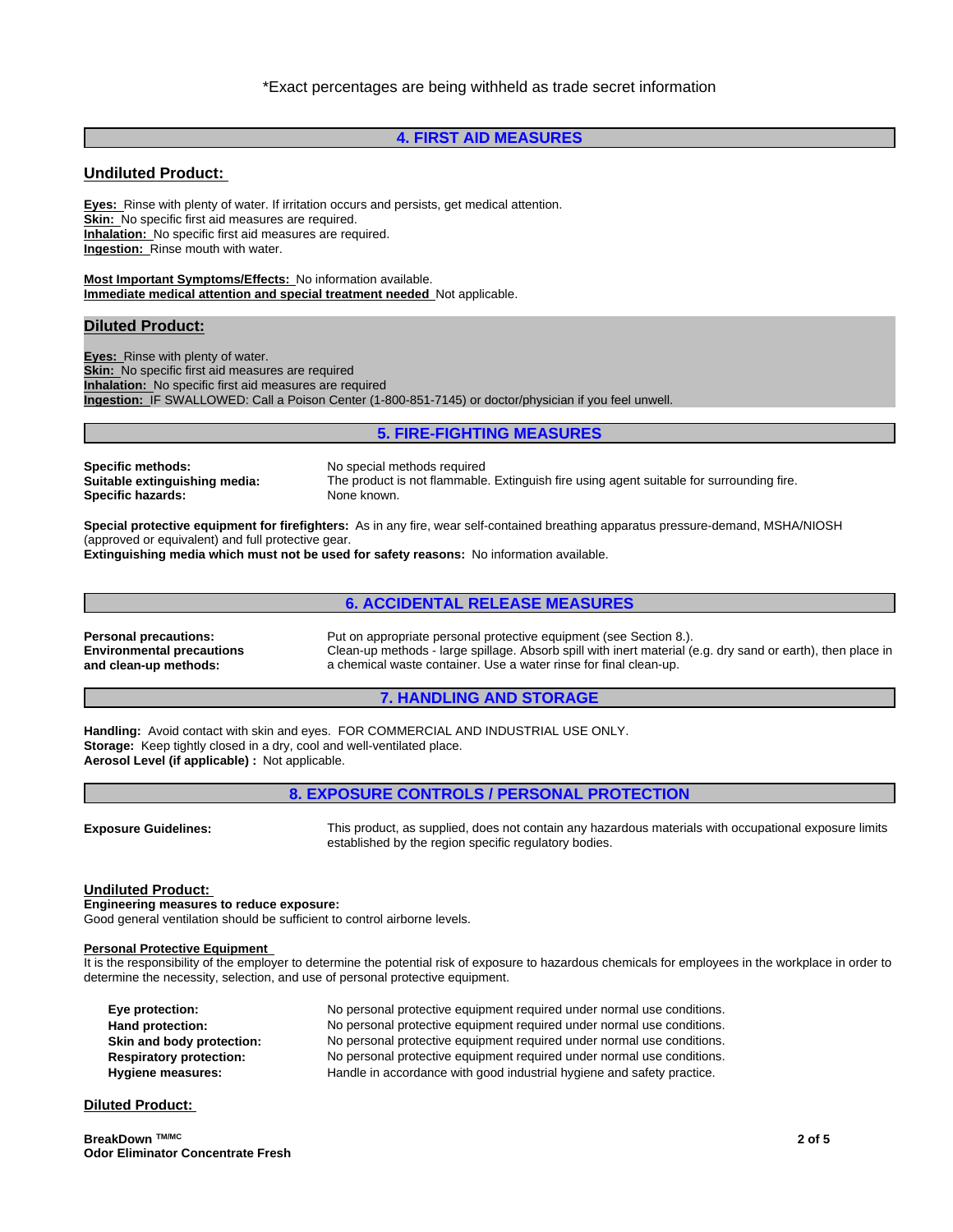*Exact percentages are being withheld as trade secret information

## 4. FIRST AID MEASURES

### Undiluted Product:

**Eyes:** Rinse with plenty of water. If irritation occurs and persists, get medical attention.
**Skin:** No specific first aid measures are required.
**Inhalation:** No specific first aid measures are required.
**Ingestion:** Rinse mouth with water.

**Most Important Symptoms/Effects:** No information available.
**Immediate medical attention and special treatment needed** Not applicable.

### Diluted Product:

**Eyes:** Rinse with plenty of water.
**Skin:** No specific first aid measures are required
**Inhalation:** No specific first aid measures are required
**Ingestion:** IF SWALLOWED: Call a Poison Center (1-800-851-7145) or doctor/physician if you feel unwell.

## 5. FIRE-FIGHTING MEASURES

**Specific methods:** No special methods required
**Suitable extinguishing media:** The product is not flammable. Extinguish fire using agent suitable for surrounding fire.
**Specific hazards:** None known.

**Special protective equipment for firefighters:** As in any fire, wear self-contained breathing apparatus pressure-demand, MSHA/NIOSH (approved or equivalent) and full protective gear.
**Extinguishing media which must not be used for safety reasons:** No information available.

## 6. ACCIDENTAL RELEASE MEASURES

**Personal precautions:** Put on appropriate personal protective equipment (see Section 8.).
**Environmental precautions and clean-up methods:** Clean-up methods - large spillage. Absorb spill with inert material (e.g. dry sand or earth), then place in a chemical waste container. Use a water rinse for final clean-up.

## 7. HANDLING AND STORAGE

**Handling:** Avoid contact with skin and eyes. FOR COMMERCIAL AND INDUSTRIAL USE ONLY.
**Storage:** Keep tightly closed in a dry, cool and well-ventilated place.
**Aerosol Level (if applicable) :** Not applicable.

## 8. EXPOSURE CONTROLS / PERSONAL PROTECTION

**Exposure Guidelines:** This product, as supplied, does not contain any hazardous materials with occupational exposure limits established by the region specific regulatory bodies.

### Undiluted Product:

**Engineering measures to reduce exposure:**
Good general ventilation should be sufficient to control airborne levels.

**Personal Protective Equipment**
It is the responsibility of the employer to determine the potential risk of exposure to hazardous chemicals for employees in the workplace in order to determine the necessity, selection, and use of personal protective equipment.

**Eye protection:** No personal protective equipment required under normal use conditions.
**Hand protection:** No personal protective equipment required under normal use conditions.
**Skin and body protection:** No personal protective equipment required under normal use conditions.
**Respiratory protection:** No personal protective equipment required under normal use conditions.
**Hygiene measures:** Handle in accordance with good industrial hygiene and safety practice.

### Diluted Product: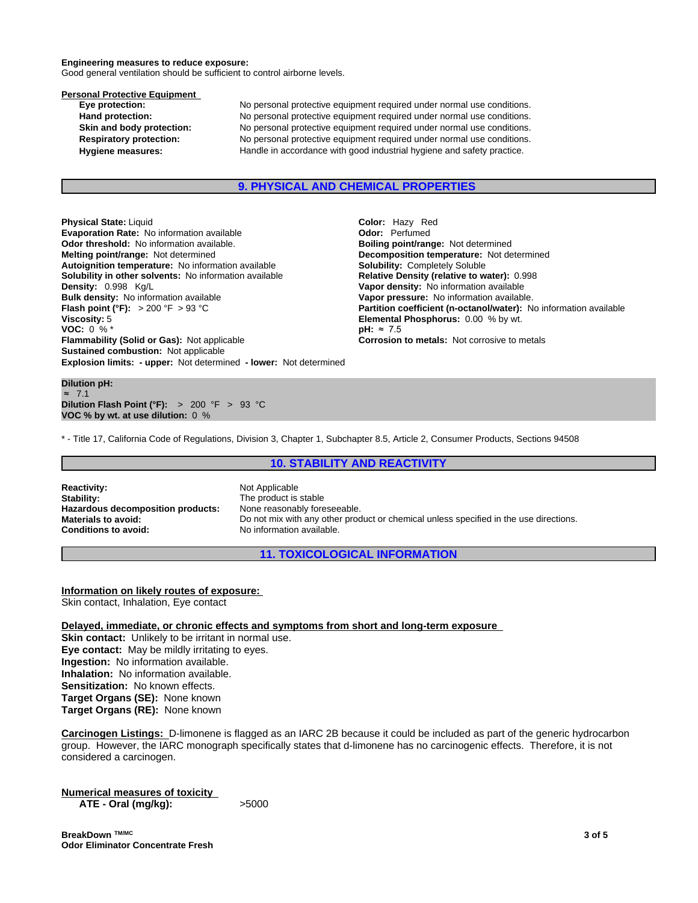**Engineering measures to reduce exposure:**
Good general ventilation should be sufficient to control airborne levels.

**Personal Protective Equipment**

| | |
|---|---|
| **Eye protection:** | No personal protective equipment required under normal use conditions. |
| **Hand protection:** | No personal protective equipment required under normal use conditions. |
| **Skin and body protection:** | No personal protective equipment required under normal use conditions. |
| **Respiratory protection:** | No personal protective equipment required under normal use conditions. |
| **Hygiene measures:** | Handle in accordance with good industrial hygiene and safety practice. |

## 9. PHYSICAL AND CHEMICAL PROPERTIES

**Physical State:** Liquid
**Evaporation Rate:** No information available
**Odor threshold:** No information available.
**Melting point/range:** Not determined
**Autoignition temperature:** No information available
**Solubility in other solvents:** No information available
**Density:** 0.998 Kg/L
**Bulk density:** No information available
**Flash point (°F):** > 200 °F > 93 °C
**Viscosity:** 5
**VOC:** 0 % *
**Flammability (Solid or Gas):** Not applicable
**Sustained combustion:** Not applicable
**Explosion limits: - upper:** Not determined **- lower:** Not determined

**Color:** Hazy Red
**Odor:** Perfumed
**Boiling point/range:** Not determined
**Decomposition temperature:** Not determined
**Solubility:** Completely Soluble
**Relative Density (relative to water):** 0.998
**Vapor density:** No information available
**Vapor pressure:** No information available.
**Partition coefficient (n-octanol/water):** No information available
**Elemental Phosphorus:** 0.00 % by wt.
**pH:** ≈ 7.5
**Corrosion to metals:** Not corrosive to metals

**Dilution pH:**
≈ 7.1
**Dilution Flash Point (°F):** > 200 °F > 93 °C
**VOC % by wt. at use dilution:** 0 %

* - Title 17, California Code of Regulations, Division 3, Chapter 1, Subchapter 8.5, Article 2, Consumer Products, Sections 94508

## 10. STABILITY AND REACTIVITY

| | |
|---|---|
| **Reactivity:** | Not Applicable |
| **Stability:** | The product is stable |
| **Hazardous decomposition products:** | None reasonably foreseeable. |
| **Materials to avoid:** | Do not mix with any other product or chemical unless specified in the use directions. |
| **Conditions to avoid:** | No information available. |

## 11. TOXICOLOGICAL INFORMATION

**Information on likely routes of exposure:**
Skin contact, Inhalation, Eye contact

**Delayed, immediate, or chronic effects and symptoms from short and long-term exposure**
**Skin contact:** Unlikely to be irritant in normal use.
**Eye contact:** May be mildly irritating to eyes.
**Ingestion:** No information available.
**Inhalation:** No information available.
**Sensitization:** No known effects.
**Target Organs (SE):** None known
**Target Organs (RE):** None known

**Carcinogen Listings:** D-limonene is flagged as an IARC 2B because it could be included as part of the generic hydrocarbon group. However, the IARC monograph specifically states that d-limonene has no carcinogenic effects. Therefore, it is not considered a carcinogen.

**Numerical measures of toxicity**

| | |
|---|---|
| **ATE - Oral (mg/kg):** | >5000 |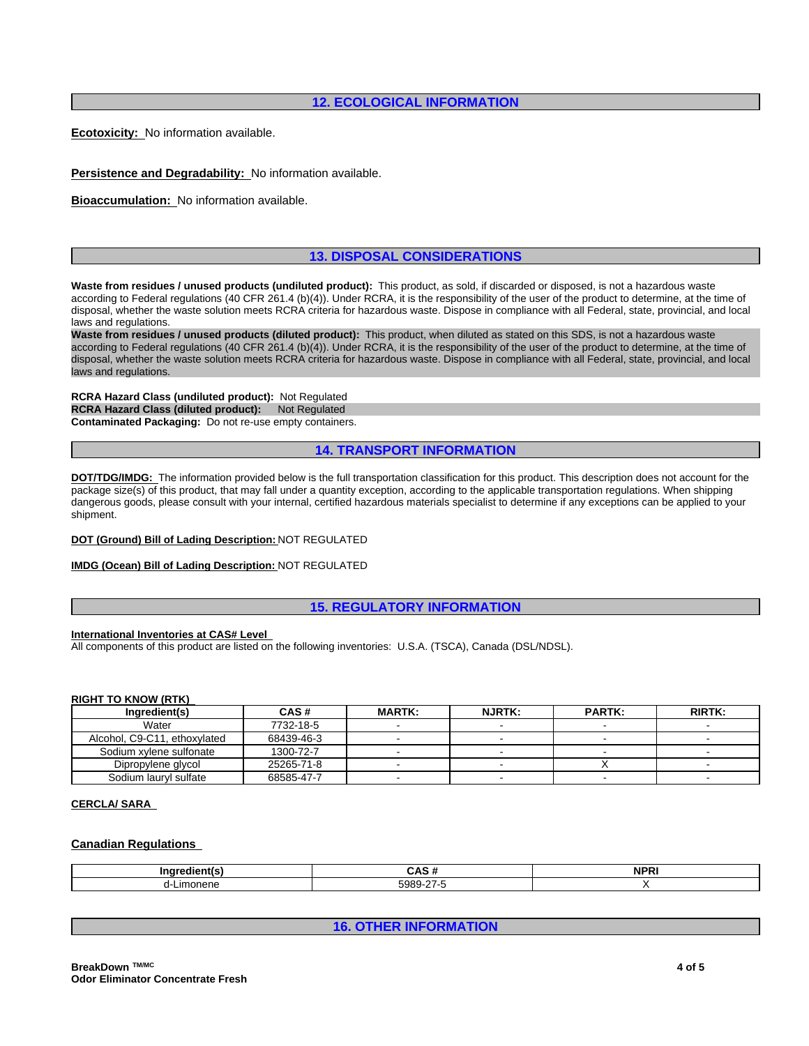## 12. ECOLOGICAL INFORMATION

**Ecotoxicity:** No information available.

**Persistence and Degradability:** No information available.

**Bioaccumulation:** No information available.

## 13. DISPOSAL CONSIDERATIONS

**Waste from residues / unused products (undiluted product):** This product, as sold, if discarded or disposed, is not a hazardous waste according to Federal regulations (40 CFR 261.4 (b)(4)). Under RCRA, it is the responsibility of the user of the product to determine, at the time of disposal, whether the waste solution meets RCRA criteria for hazardous waste. Dispose in compliance with all Federal, state, provincial, and local laws and regulations.

**Waste from residues / unused products (diluted product):** This product, when diluted as stated on this SDS, is not a hazardous waste according to Federal regulations (40 CFR 261.4 (b)(4)). Under RCRA, it is the responsibility of the user of the product to determine, at the time of disposal, whether the waste solution meets RCRA criteria for hazardous waste. Dispose in compliance with all Federal, state, provincial, and local laws and regulations.

**RCRA Hazard Class (undiluted product):** Not Regulated
**RCRA Hazard Class (diluted product):** Not Regulated
**Contaminated Packaging:** Do not re-use empty containers.

## 14. TRANSPORT INFORMATION

**DOT/TDG/IMDG:** The information provided below is the full transportation classification for this product. This description does not account for the package size(s) of this product, that may fall under a quantity exception, according to the applicable transportation regulations. When shipping dangerous goods, please consult with your internal, certified hazardous materials specialist to determine if any exceptions can be applied to your shipment.

**DOT (Ground) Bill of Lading Description:** NOT REGULATED

**IMDG (Ocean) Bill of Lading Description:** NOT REGULATED

## 15. REGULATORY INFORMATION

**International Inventories at CAS# Level**
All components of this product are listed on the following inventories: U.S.A. (TSCA), Canada (DSL/NDSL).

**RIGHT TO KNOW (RTK)**

| Ingredient(s) | CAS # | MARTK: | NJRTK: | PARTK: | RIRTK: |
|---|---|---|---|---|---|
| Water | 7732-18-5 | - | - | - | - |
| Alcohol, C9-C11, ethoxylated | 68439-46-3 | - | - | - | - |
| Sodium xylene sulfonate | 1300-72-7 | - | - | - | - |
| Dipropylene glycol | 25265-71-8 | - | - | X | - |
| Sodium lauryl sulfate | 68585-47-7 | - | - | - | - |

**CERCLA/ SARA**

**Canadian Regulations**

| Ingredient(s) | CAS # | NPRI |
|---|---|---|
| d-Limonene | 5989-27-5 | X |

## 16. OTHER INFORMATION

**BreakDown TM/MC**
**Odor Eliminator Concentrate Fresh**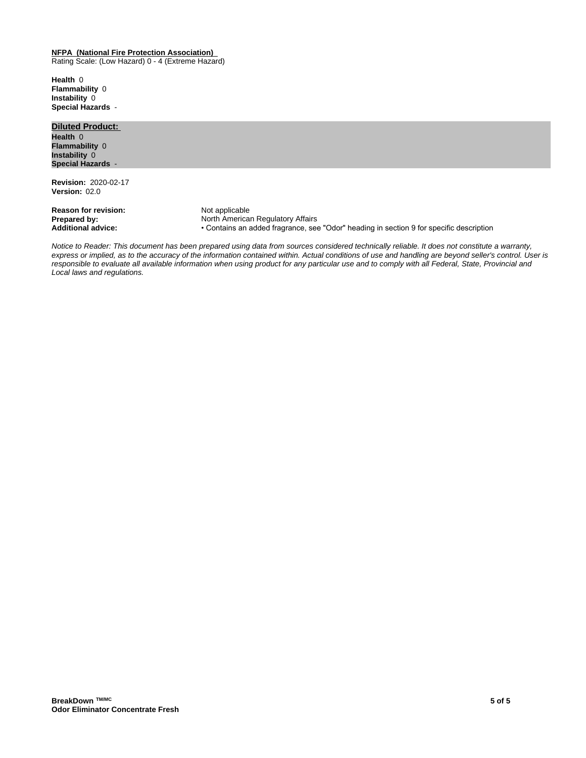**NFPA (National Fire Protection Association)**
Rating Scale: (Low Hazard) 0 - 4 (Extreme Hazard)

**Health** 0
**Flammability** 0
**Instability** 0
**Special Hazards** -

**Diluted Product:**
**Health** 0
**Flammability** 0
**Instability** 0
**Special Hazards** -

**Revision:** 2020-02-17
**Version:** 02.0

| | |
|---|---|
| **Reason for revision:** | Not applicable |
| **Prepared by:** | North American Regulatory Affairs |
| **Additional advice:** | • Contains an added fragrance, see "Odor" heading in section 9 for specific description |

*Notice to Reader: This document has been prepared using data from sources considered technically reliable. It does not constitute a warranty, express or implied, as to the accuracy of the information contained within. Actual conditions of use and handling are beyond seller's control. User is responsible to evaluate all available information when using product for any particular use and to comply with all Federal, State, Provincial and Local laws and regulations.*